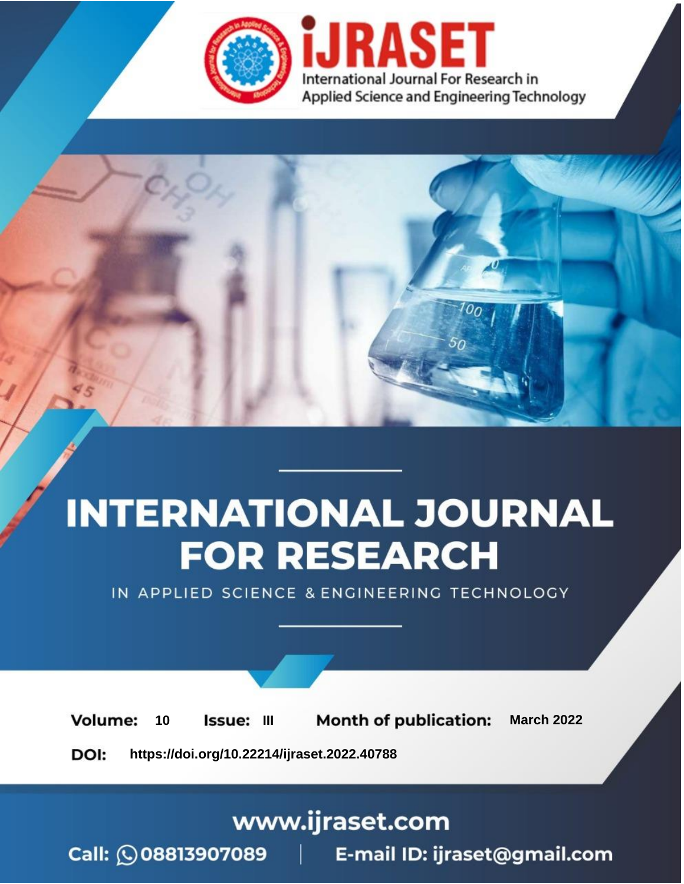iJRASET

International Journal For Research in Applied Science and Engineering Technology

# INTERNATIONAL JOURNAL FOR RESEARCH

IN APPLIED SCIENCE & ENGINEERING TECHNOLOGY

**Volume:** 10 **Issue:** III **Month of publication:** March 2022

**DOI:** https://doi.org/10.22214/ijraset.2022.40788

www.ijraset.com

Call: 08813907089 | E-mail ID: ijraset@gmail.com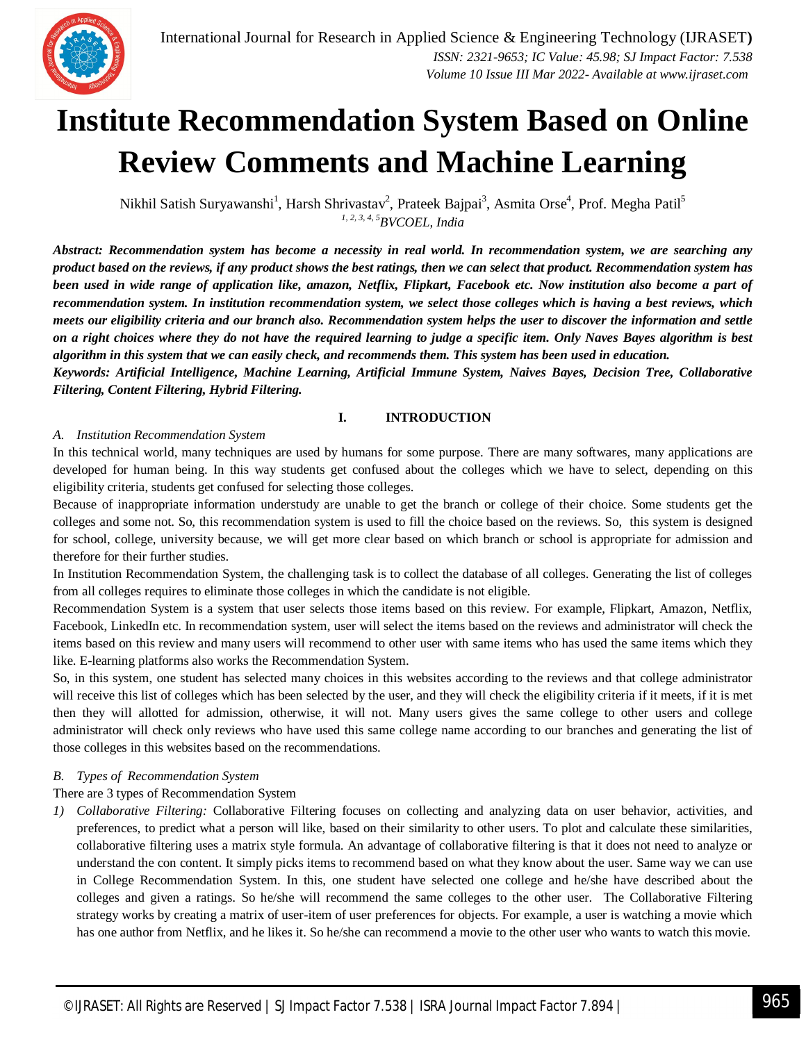# Institute Recommendation System Based on Online Review Comments and Machine Learning

Nikhil Satish Suryawanshi[1], Harsh Shrivastav[2], Prateek Bajpai[3], Asmita Orse[4], Prof. Megha Patil[5]

[1, 2, 3, 4, 5]*BVCOEL, India*

***Abstract:** Recommendation system has become a necessity in real world. In recommendation system, we are searching any product based on the reviews, if any product shows the best ratings, then we can select that product. Recommendation system has been used in wide range of application like, amazon, Netflix, Flipkart, Facebook etc. Now institution also become a part of recommendation system. In institution recommendation system, we select those colleges which is having a best reviews, which meets our eligibility criteria and our branch also. Recommendation system helps the user to discover the information and settle on a right choices where they do not have the required learning to judge a specific item. Only Naves Bayes algorithm is best algorithm in this system that we can easily check, and recommends them. This system has been used in education.*

***Keywords:** Artificial Intelligence, Machine Learning, Artificial Immune System, Naives Bayes, Decision Tree, Collaborative Filtering, Content Filtering, Hybrid Filtering.*

## I. INTRODUCTION

### *A. Institution Recommendation System*

In this technical world, many techniques are used by humans for some purpose. There are many softwares, many applications are developed for human being. In this way students get confused about the colleges which we have to select, depending on this eligibility criteria, students get confused for selecting those colleges.

Because of inappropriate information understudy are unable to get the branch or college of their choice. Some students get the colleges and some not. So, this recommendation system is used to fill the choice based on the reviews. So, this system is designed for school, college, university because, we will get more clear based on which branch or school is appropriate for admission and therefore for their further studies.

In Institution Recommendation System, the challenging task is to collect the database of all colleges. Generating the list of colleges from all colleges requires to eliminate those colleges in which the candidate is not eligible.

Recommendation System is a system that user selects those items based on this review. For example, Flipkart, Amazon, Netflix, Facebook, LinkedIn etc. In recommendation system, user will select the items based on the reviews and administrator will check the items based on this review and many users will recommend to other user with same items who has used the same items which they like. E-learning platforms also works the Recommendation System.

So, in this system, one student has selected many choices in this websites according to the reviews and that college administrator will receive this list of colleges which has been selected by the user, and they will check the eligibility criteria if it meets, if it is met then they will allotted for admission, otherwise, it will not. Many users gives the same college to other users and college administrator will check only reviews who have used this same college name according to our branches and generating the list of those colleges in this websites based on the recommendations.

### *B. Types of Recommendation System*

There are 3 types of Recommendation System

1) *Collaborative Filtering:* Collaborative Filtering focuses on collecting and analyzing data on user behavior, activities, and preferences, to predict what a person will like, based on their similarity to other users. To plot and calculate these similarities, collaborative filtering uses a matrix style formula. An advantage of collaborative filtering is that it does not need to analyze or understand the con content. It simply picks items to recommend based on what they know about the user. Same way we can use in College Recommendation System. In this, one student have selected one college and he/she have described about the colleges and given a ratings. So he/she will recommend the same colleges to the other user. The Collaborative Filtering strategy works by creating a matrix of user-item of user preferences for objects. For example, a user is watching a movie which has one author from Netflix, and he likes it. So he/she can recommend a movie to the other user who wants to watch this movie.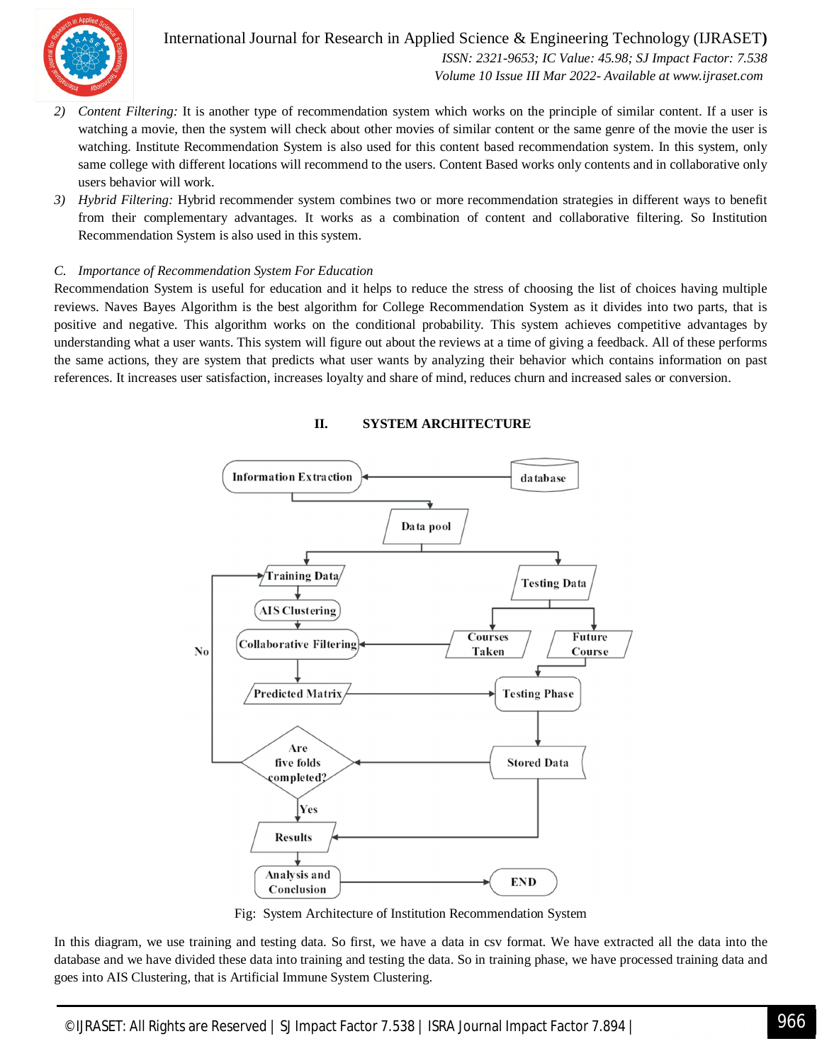2) *Content Filtering:* It is another type of recommendation system which works on the principle of similar content. If a user is watching a movie, then the system will check about other movies of similar content or the same genre of the movie the user is watching. Institute Recommendation System is also used for this content based recommendation system. In this system, only same college with different locations will recommend to the users. Content Based works only contents and in collaborative only users behavior will work.
3) *Hybrid Filtering:* Hybrid recommender system combines two or more recommendation strategies in different ways to benefit from their complementary advantages. It works as a combination of content and collaborative filtering. So Institution Recommendation System is also used in this system.

### C. *Importance of Recommendation System For Education*

Recommendation System is useful for education and it helps to reduce the stress of choosing the list of choices having multiple reviews. Naves Bayes Algorithm is the best algorithm for College Recommendation System as it divides into two parts, that is positive and negative. This algorithm works on the conditional probability. This system achieves competitive advantages by understanding what a user wants. This system will figure out about the reviews at a time of giving a feedback. All of these performs the same actions, they are system that predicts what user wants by analyzing their behavior which contains information on past references. It increases user satisfaction, increases loyalty and share of mind, reduces churn and increased sales or conversion.

## II. SYSTEM ARCHITECTURE

Fig: System Architecture of Institution Recommendation System

In this diagram, we use training and testing data. So first, we have a data in csv format. We have extracted all the data into the database and we have divided these data into training and testing the data. So in training phase, we have processed training data and goes into AIS Clustering, that is Artificial Immune System Clustering.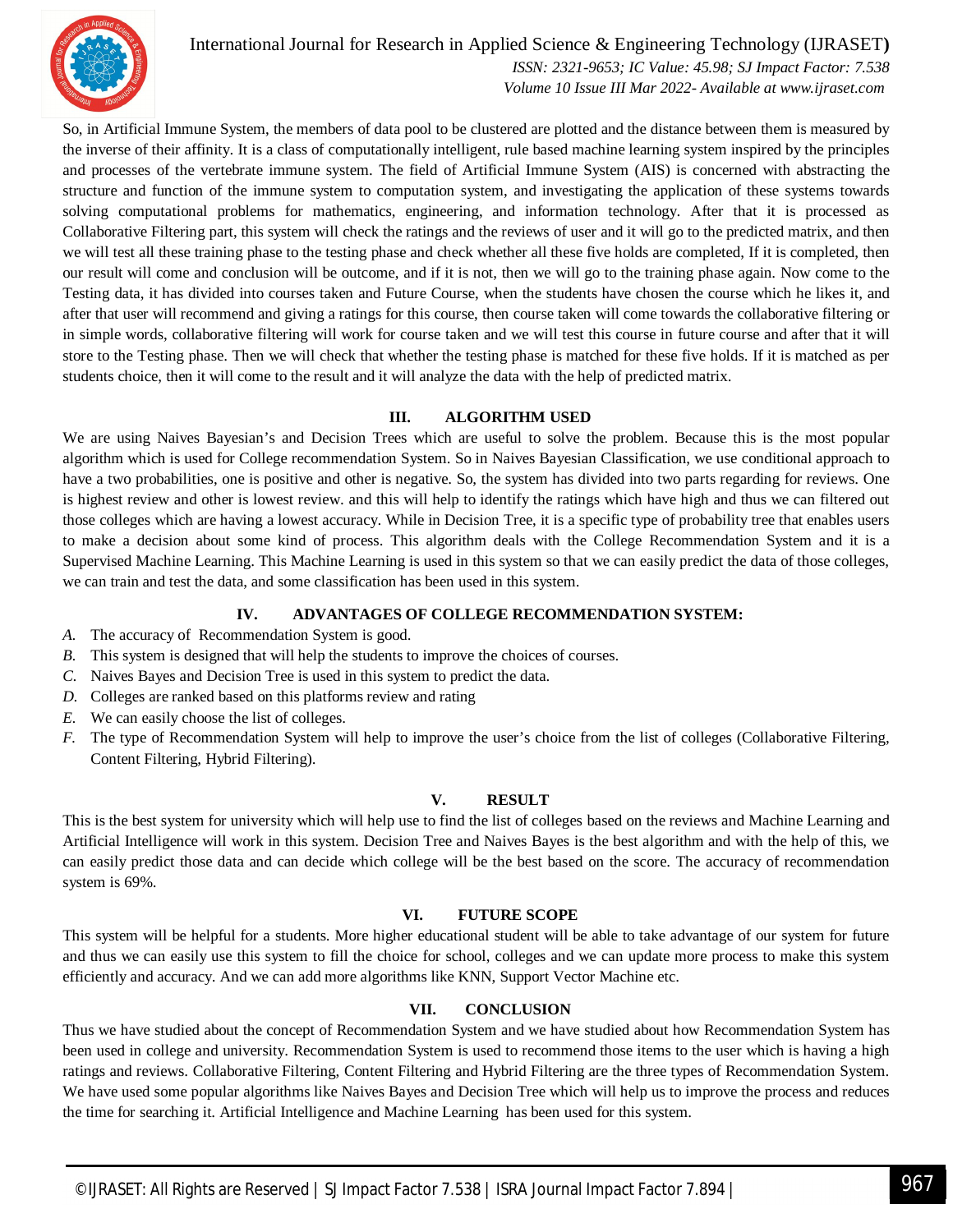So, in Artificial Immune System, the members of data pool to be clustered are plotted and the distance between them is measured by the inverse of their affinity. It is a class of computationally intelligent, rule based machine learning system inspired by the principles and processes of the vertebrate immune system. The field of Artificial Immune System (AIS) is concerned with abstracting the structure and function of the immune system to computation system, and investigating the application of these systems towards solving computational problems for mathematics, engineering, and information technology. After that it is processed as Collaborative Filtering part, this system will check the ratings and the reviews of user and it will go to the predicted matrix, and then we will test all these training phase to the testing phase and check whether all these five holds are completed, If it is completed, then our result will come and conclusion will be outcome, and if it is not, then we will go to the training phase again. Now come to the Testing data, it has divided into courses taken and Future Course, when the students have chosen the course which he likes it, and after that user will recommend and giving a ratings for this course, then course taken will come towards the collaborative filtering or in simple words, collaborative filtering will work for course taken and we will test this course in future course and after that it will store to the Testing phase. Then we will check that whether the testing phase is matched for these five holds. If it is matched as per students choice, then it will come to the result and it will analyze the data with the help of predicted matrix.

## III. ALGORITHM USED

We are using Naives Bayesian's and Decision Trees which are useful to solve the problem. Because this is the most popular algorithm which is used for College recommendation System. So in Naives Bayesian Classification, we use conditional approach to have a two probabilities, one is positive and other is negative. So, the system has divided into two parts regarding for reviews. One is highest review and other is lowest review. and this will help to identify the ratings which have high and thus we can filtered out those colleges which are having a lowest accuracy. While in Decision Tree, it is a specific type of probability tree that enables users to make a decision about some kind of process. This algorithm deals with the College Recommendation System and it is a Supervised Machine Learning. This Machine Learning is used in this system so that we can easily predict the data of those colleges, we can train and test the data, and some classification has been used in this system.

## IV. ADVANTAGES OF COLLEGE RECOMMENDATION SYSTEM:

*A.* The accuracy of Recommendation System is good.
*B.* This system is designed that will help the students to improve the choices of courses.
*C.* Naives Bayes and Decision Tree is used in this system to predict the data.
*D.* Colleges are ranked based on this platforms review and rating
*E.* We can easily choose the list of colleges.
*F.* The type of Recommendation System will help to improve the user's choice from the list of colleges (Collaborative Filtering, Content Filtering, Hybrid Filtering).

## V. RESULT

This is the best system for university which will help use to find the list of colleges based on the reviews and Machine Learning and Artificial Intelligence will work in this system. Decision Tree and Naives Bayes is the best algorithm and with the help of this, we can easily predict those data and can decide which college will be the best based on the score. The accuracy of recommendation system is 69%.

## VI. FUTURE SCOPE

This system will be helpful for a students. More higher educational student will be able to take advantage of our system for future and thus we can easily use this system to fill the choice for school, colleges and we can update more process to make this system efficiently and accuracy. And we can add more algorithms like KNN, Support Vector Machine etc.

## VII. CONCLUSION

Thus we have studied about the concept of Recommendation System and we have studied about how Recommendation System has been used in college and university. Recommendation System is used to recommend those items to the user which is having a high ratings and reviews. Collaborative Filtering, Content Filtering and Hybrid Filtering are the three types of Recommendation System. We have used some popular algorithms like Naives Bayes and Decision Tree which will help us to improve the process and reduces the time for searching it. Artificial Intelligence and Machine Learning has been used for this system.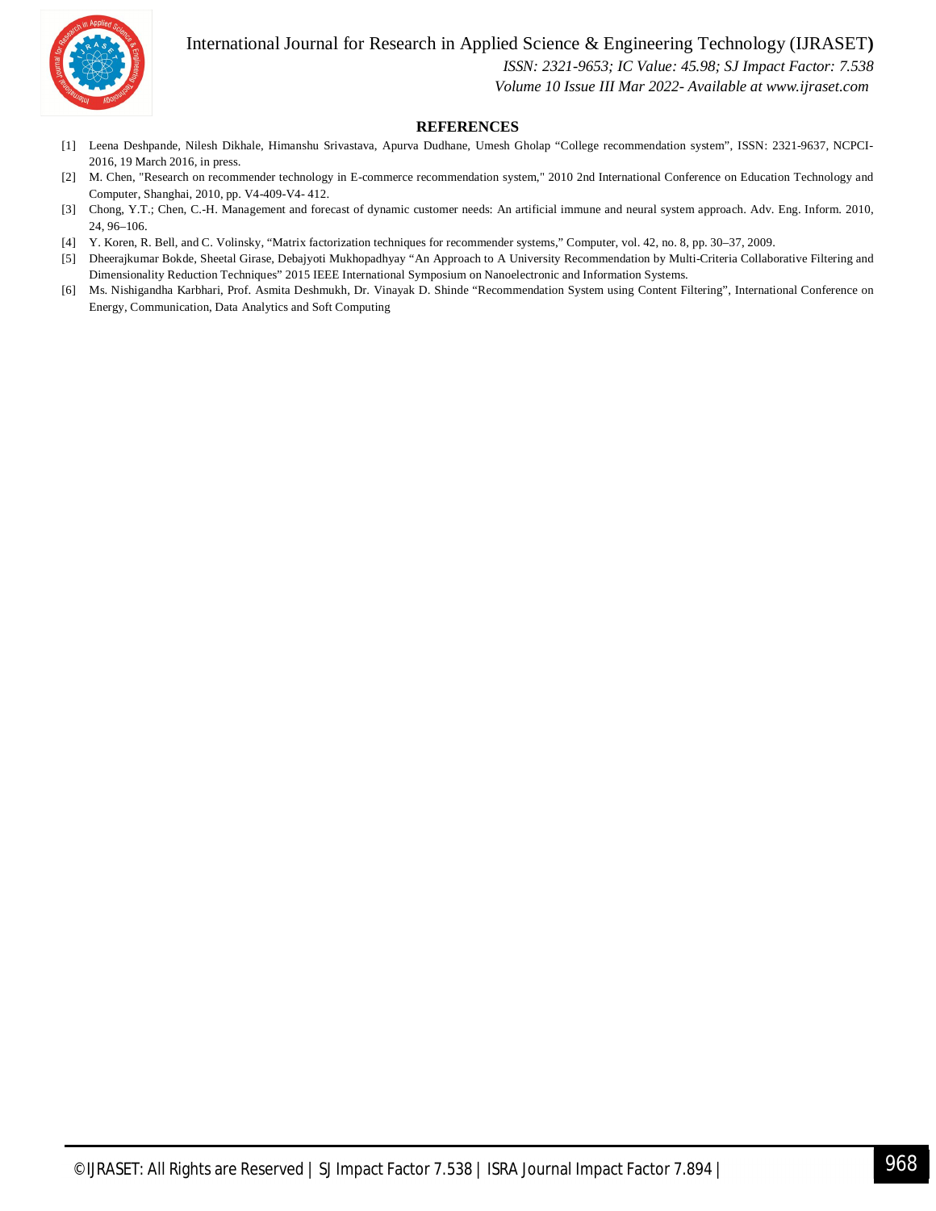## REFERENCES

[1] Leena Deshpande, Nilesh Dikhale, Himanshu Srivastava, Apurva Dudhane, Umesh Gholap "College recommendation system", ISSN: 2321-9637, NCPCI-2016, 19 March 2016, in press.

[2] M. Chen, "Research on recommender technology in E-commerce recommendation system," 2010 2nd International Conference on Education Technology and Computer, Shanghai, 2010, pp. V4-409-V4- 412.

[3] Chong, Y.T.; Chen, C.-H. Management and forecast of dynamic customer needs: An artificial immune and neural system approach. Adv. Eng. Inform. 2010, 24, 96–106.

[4] Y. Koren, R. Bell, and C. Volinsky, "Matrix factorization techniques for recommender systems," Computer, vol. 42, no. 8, pp. 30–37, 2009.

[5] Dheerajkumar Bokde, Sheetal Girase, Debajyoti Mukhopadhyay "An Approach to A University Recommendation by Multi-Criteria Collaborative Filtering and Dimensionality Reduction Techniques" 2015 IEEE International Symposium on Nanoelectronic and Information Systems.

[6] Ms. Nishigandha Karbhari, Prof. Asmita Deshmukh, Dr. Vinayak D. Shinde "Recommendation System using Content Filtering", International Conference on Energy, Communication, Data Analytics and Soft Computing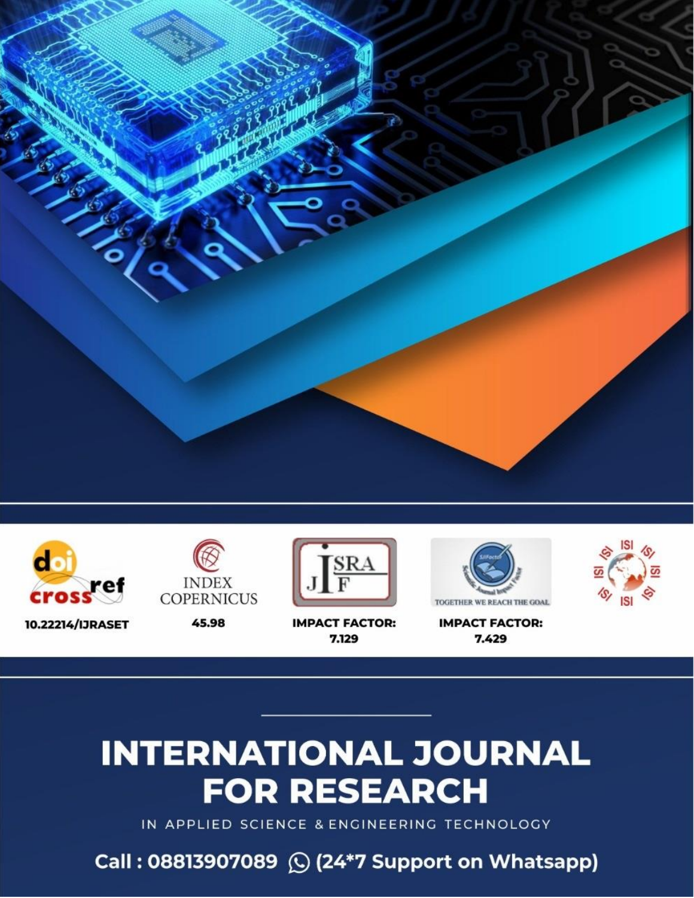10.22214/IJRASET

45.98

IMPACT FACTOR: 7.129

IMPACT FACTOR: 7.429

# INTERNATIONAL JOURNAL FOR RESEARCH

IN APPLIED SCIENCE & ENGINEERING TECHNOLOGY

Call : 08813907089 (24*7 Support on Whatsapp)